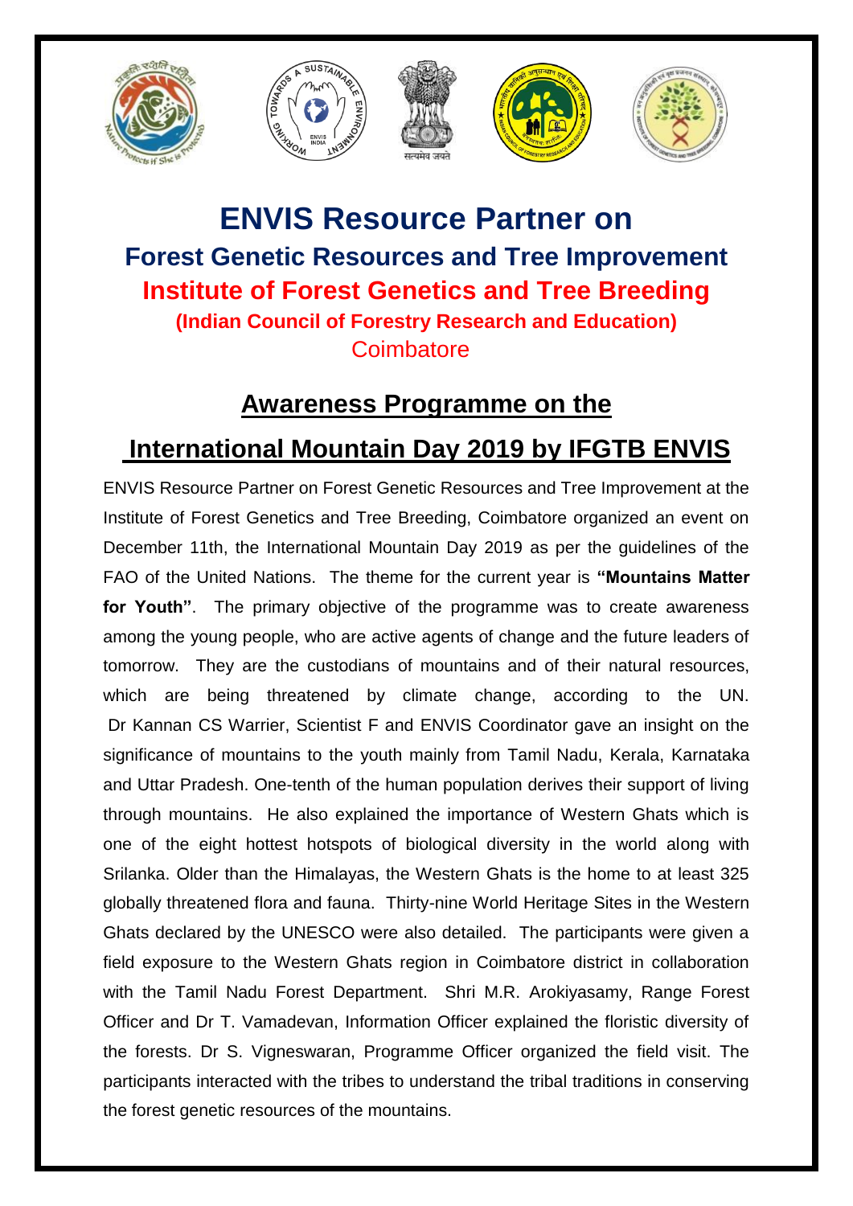# ENVIS Resource Partner on

## Forest Genetic Resources and Tree Improvement

## Institute of Forest Genetics and Tree Breeding

### (Indian Council of Forestry Research and Education)

Coimbatore

## Awareness Programme on the International Mountain Day 2019 by IFGTB ENVIS

ENVIS Resource Partner on Forest Genetic Resources and Tree Improvement at the Institute of Forest Genetics and Tree Breeding, Coimbatore organized an event on December 11th, the International Mountain Day 2019 as per the guidelines of the FAO of the United Nations. The theme for the current year is **"Mountains Matter for Youth"**. The primary objective of the programme was to create awareness among the young people, who are active agents of change and the future leaders of tomorrow. They are the custodians of mountains and of their natural resources, which are being threatened by climate change, according to the UN. Dr Kannan CS Warrier, Scientist F and ENVIS Coordinator gave an insight on the significance of mountains to the youth mainly from Tamil Nadu, Kerala, Karnataka and Uttar Pradesh. One-tenth of the human population derives their support of living through mountains. He also explained the importance of Western Ghats which is one of the eight hottest hotspots of biological diversity in the world along with Srilanka. Older than the Himalayas, the Western Ghats is the home to at least 325 globally threatened flora and fauna. Thirty-nine World Heritage Sites in the Western Ghats declared by the UNESCO were also detailed. The participants were given a field exposure to the Western Ghats region in Coimbatore district in collaboration with the Tamil Nadu Forest Department. Shri M.R. Arokiyasamy, Range Forest Officer and Dr T. Vamadevan, Information Officer explained the floristic diversity of the forests. Dr S. Vigneswaran, Programme Officer organized the field visit. The participants interacted with the tribes to understand the tribal traditions in conserving the forest genetic resources of the mountains.